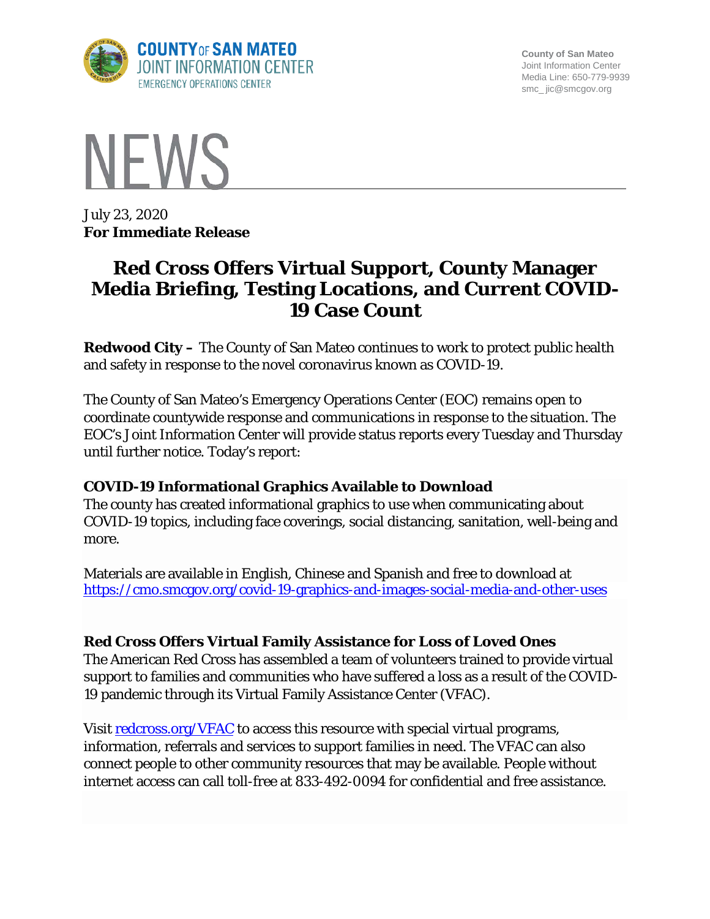County of San Mateo
Joint Information Center
Media Line: 650-779-9939
smc_ jic@smcgov.org

# NEWS

July 23, 2020
**For Immediate Release**

# Red Cross Offers Virtual Support, County Manager Media Briefing, Testing Locations, and Current COVID-19 Case Count

**Redwood City –** The County of San Mateo continues to work to protect public health and safety in response to the novel coronavirus known as COVID-19.

The County of San Mateo's Emergency Operations Center (EOC) remains open to coordinate countywide response and communications in response to the situation. The EOC's Joint Information Center will provide status reports every Tuesday and Thursday until further notice. Today's report:

### COVID-19 Informational Graphics Available to Download

The county has created informational graphics to use when communicating about COVID-19 topics, including face coverings, social distancing, sanitation, well-being and more.

Materials are available in English, Chinese and Spanish and free to download at https://cmo.smcgov.org/covid-19-graphics-and-images-social-media-and-other-uses

### Red Cross Offers Virtual Family Assistance for Loss of Loved Ones

The American Red Cross has assembled a team of volunteers trained to provide virtual support to families and communities who have suffered a loss as a result of the COVID-19 pandemic through its Virtual Family Assistance Center (VFAC).

Visit redcross.org/VFAC to access this resource with special virtual programs, information, referrals and services to support families in need. The VFAC can also connect people to other community resources that may be available. People without internet access can call toll-free at 833-492-0094 for confidential and free assistance.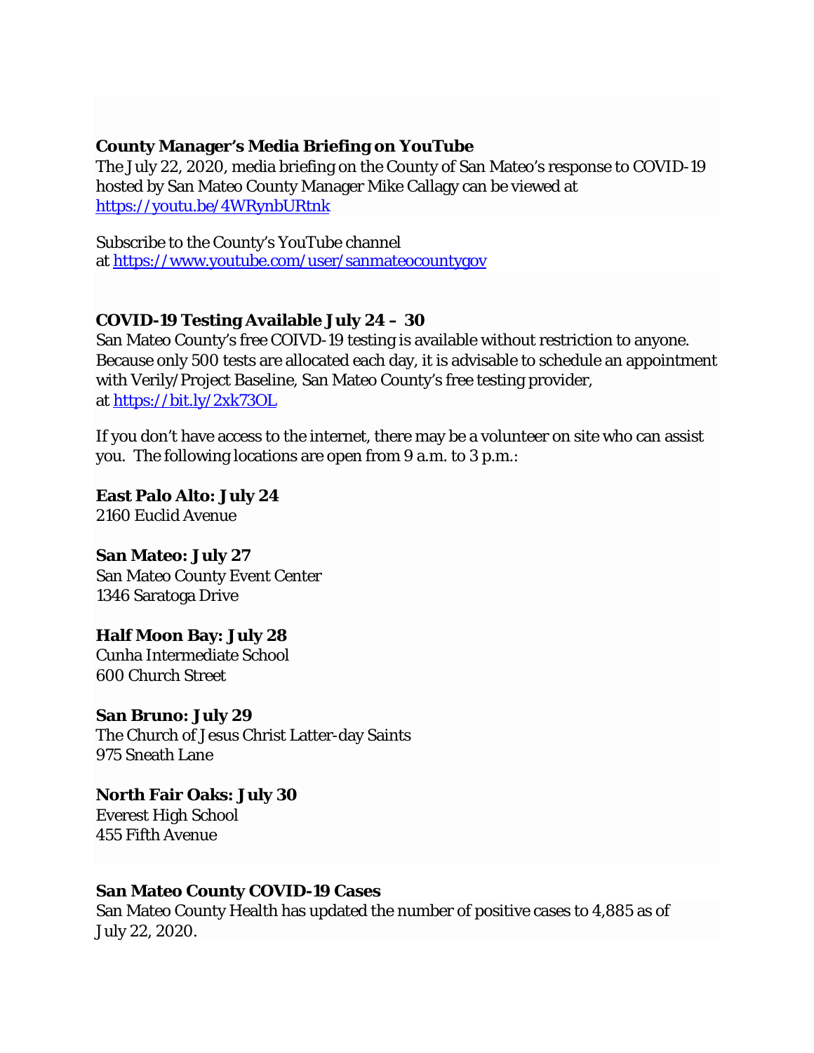**County Manager's Media Briefing on YouTube**
The July 22, 2020, media briefing on the County of San Mateo's response to COVID-19 hosted by San Mateo County Manager Mike Callagy can be viewed at https://youtu.be/4WRynbURtnk

Subscribe to the County's YouTube channel at https://www.youtube.com/user/sanmateocountygov

**COVID-19 Testing Available July 24 – 30**
San Mateo County's free COIVD-19 testing is available without restriction to anyone. Because only 500 tests are allocated each day, it is advisable to schedule an appointment with Verily/Project Baseline, San Mateo County's free testing provider, at https://bit.ly/2xk73OL

If you don't have access to the internet, there may be a volunteer on site who can assist you. The following locations are open from 9 a.m. to 3 p.m.:

**East Palo Alto: July 24**
2160 Euclid Avenue

**San Mateo: July 27**
San Mateo County Event Center
1346 Saratoga Drive

**Half Moon Bay: July 28**
Cunha Intermediate School
600 Church Street

**San Bruno: July 29**
The Church of Jesus Christ Latter-day Saints
975 Sneath Lane

**North Fair Oaks: July 30**
Everest High School
455 Fifth Avenue

**San Mateo County COVID-19 Cases**
San Mateo County Health has updated the number of positive cases to 4,885 as of July 22, 2020.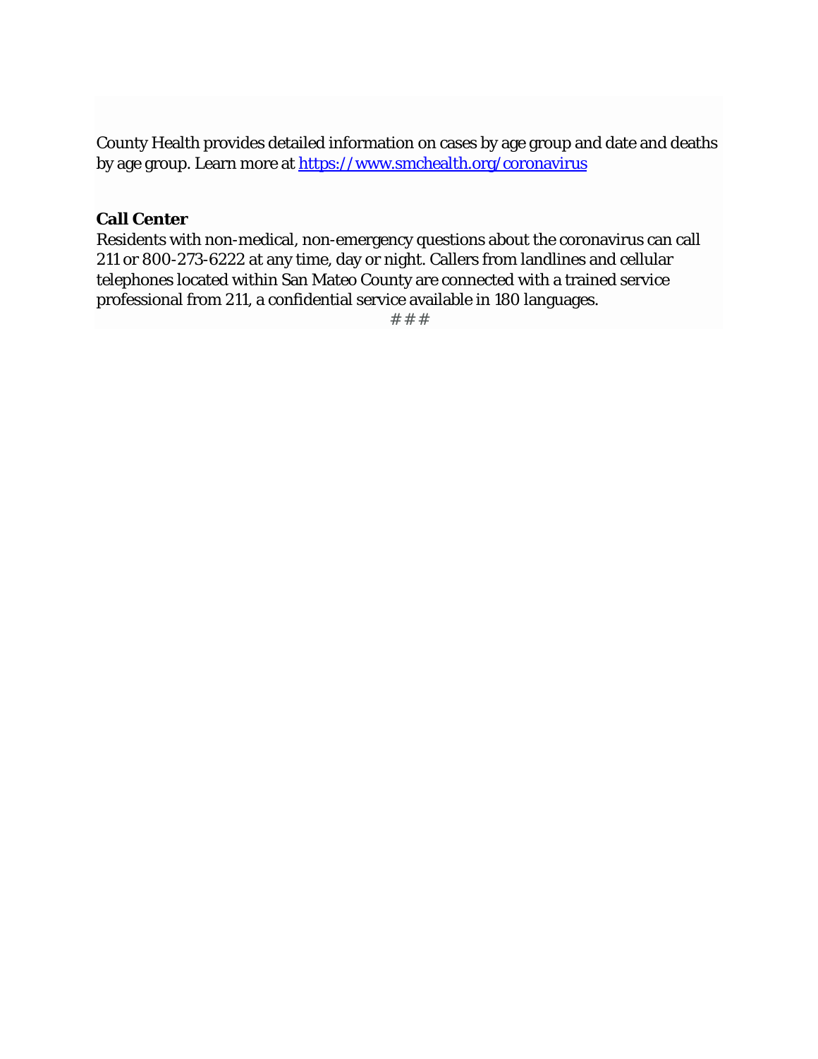County Health provides detailed information on cases by age group and date and deaths by age group. Learn more at [https://www.smchealth.org/coronavirus](https://www.smchealth.org/coronavirus)

**Call Center**

Residents with non-medical, non-emergency questions about the coronavirus can call 211 or 800-273-6222 at any time, day or night. Callers from landlines and cellular telephones located within San Mateo County are connected with a trained service professional from 211, a confidential service available in 180 languages.

# # #